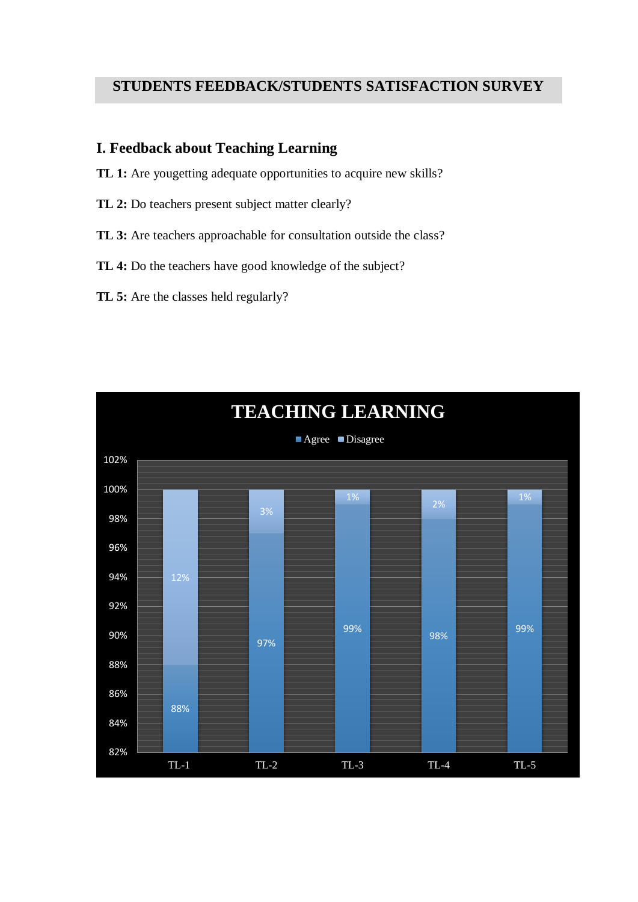# STUDENTS FEEDBACK/STUDENTS SATISFACTION SURVEY

## I. Feedback about Teaching Learning

**TL 1:** Are yougetting adequate opportunities to acquire new skills?

**TL 2:** Do teachers present subject matter clearly?

**TL 3:** Are teachers approachable for consultation outside the class?

**TL 4:** Do the teachers have good knowledge of the subject?

**TL 5:** Are the classes held regularly?

TEACHING LEARNING

Agree Disagree

102%
100%
98%
96%
94%
92%
90%
88%
86%
84%
82%

TL-1: 88%, 12%
TL-2: 97%, 3%
TL-3: 99%, 1%
TL-4: 98%, 2%
TL-5: 99%, 1%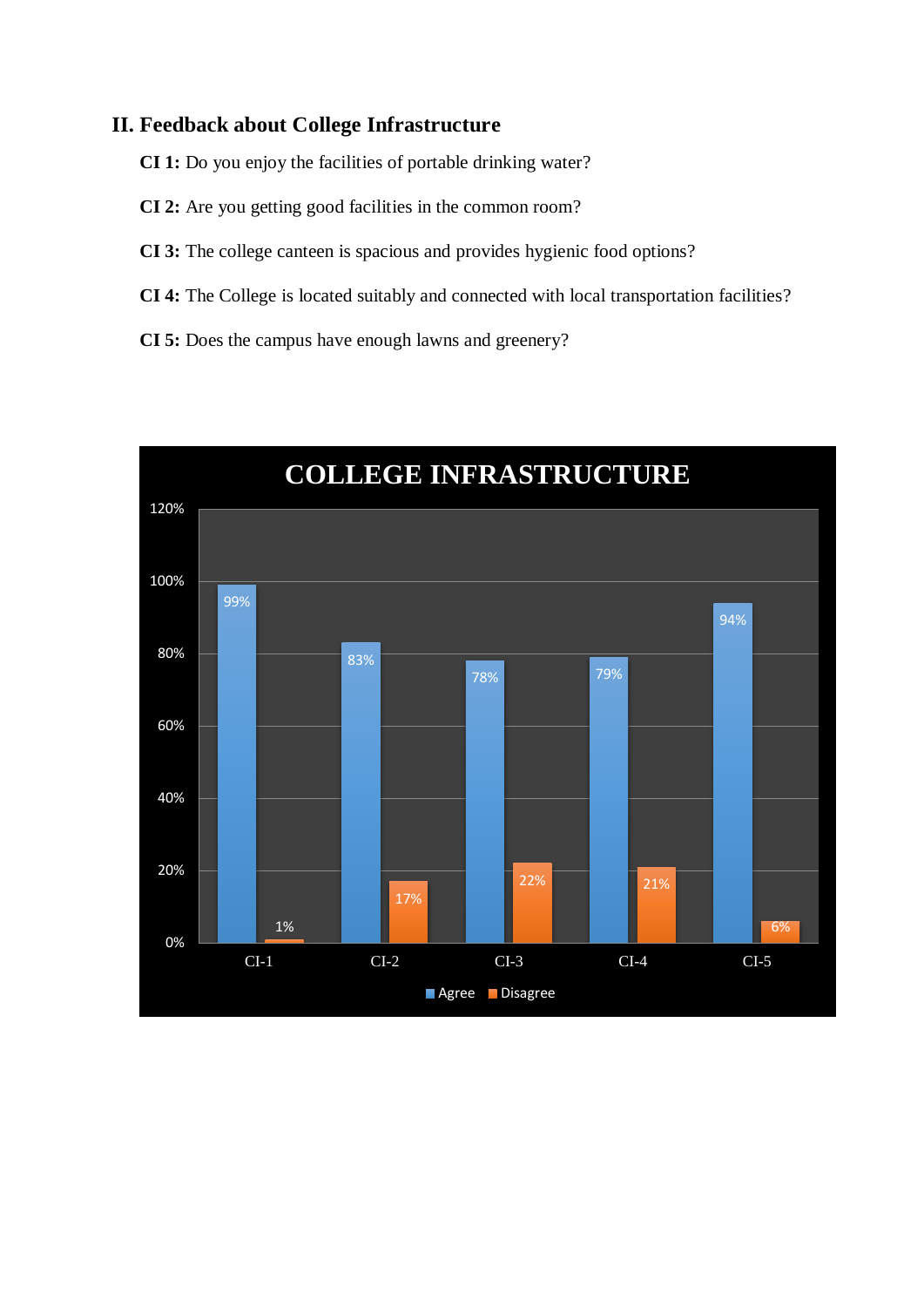## II. Feedback about College Infrastructure

**CI 1:** Do you enjoy the facilities of portable drinking water?

**CI 2:** Are you getting good facilities in the common room?

**CI 3:** The college canteen is spacious and provides hygienic food options?

**CI 4:** The College is located suitably and connected with local transportation facilities?

**CI 5:** Does the campus have enough lawns and greenery?

COLLEGE INFRASTRUCTURE

120%
100%
80%
60%
40%
20%
0%

99%
1%
83%
17%
78%
22%
79%
21%
94%
6%

CI-1
CI-2
CI-3
CI-4
CI-5

Agree
Disagree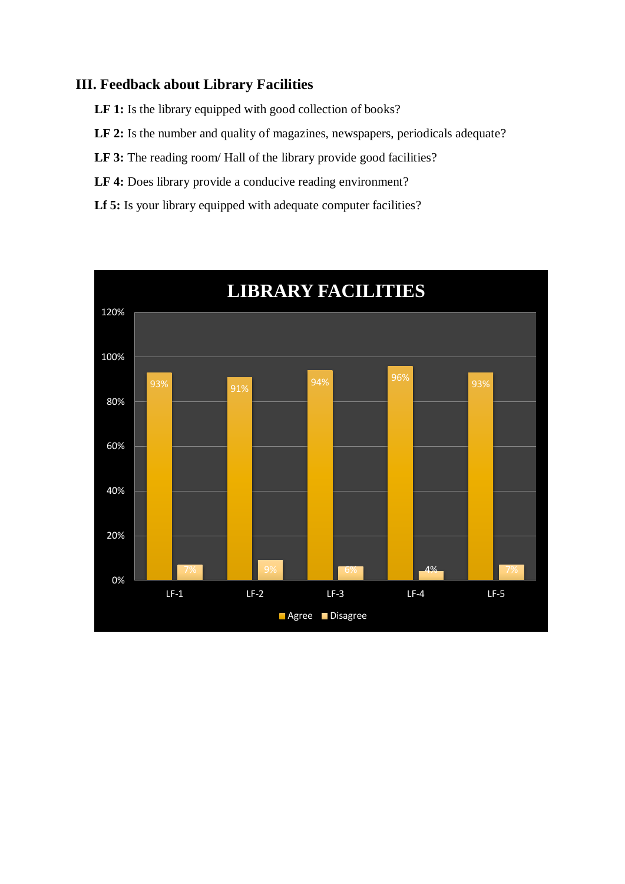## III. Feedback about Library Facilities

**LF 1:** Is the library equipped with good collection of books?

**LF 2:** Is the number and quality of magazines, newspapers, periodicals adequate?

**LF 3:** The reading room/ Hall of the library provide good facilities?

**LF 4:** Does library provide a conducive reading environment?

**Lf 5:** Is your library equipped with adequate computer facilities?

LIBRARY FACILITIES

120%
100%
80%
60%
40%
20%
0%

93%
7%
91%
9%
94%
6%
96%
4%
93%
7%

LF-1
LF-2
LF-3
LF-4
LF-5

Agree
Disagree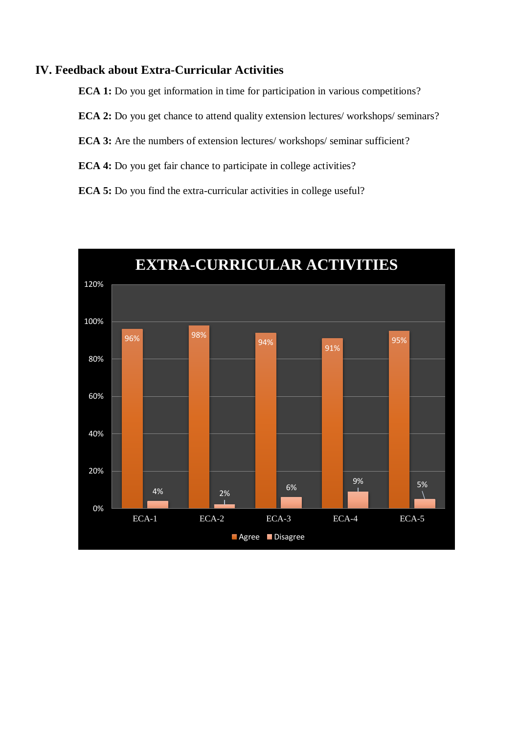## IV. Feedback about Extra-Curricular Activities

**ECA 1:** Do you get information in time for participation in various competitions?

**ECA 2:** Do you get chance to attend quality extension lectures/ workshops/ seminars?

**ECA 3:** Are the numbers of extension lectures/ workshops/ seminar sufficient?

**ECA 4:** Do you get fair chance to participate in college activities?

**ECA 5:** Do you find the extra-curricular activities in college useful?

EXTRA-CURRICULAR ACTIVITIES

120%
100%
80%
60%
40%
20%
0%

ECA-1: 96%, 4%
ECA-2: 98%, 2%
ECA-3: 94%, 6%
ECA-4: 91%, 9%
ECA-5: 95%, 5%

Agree Disagree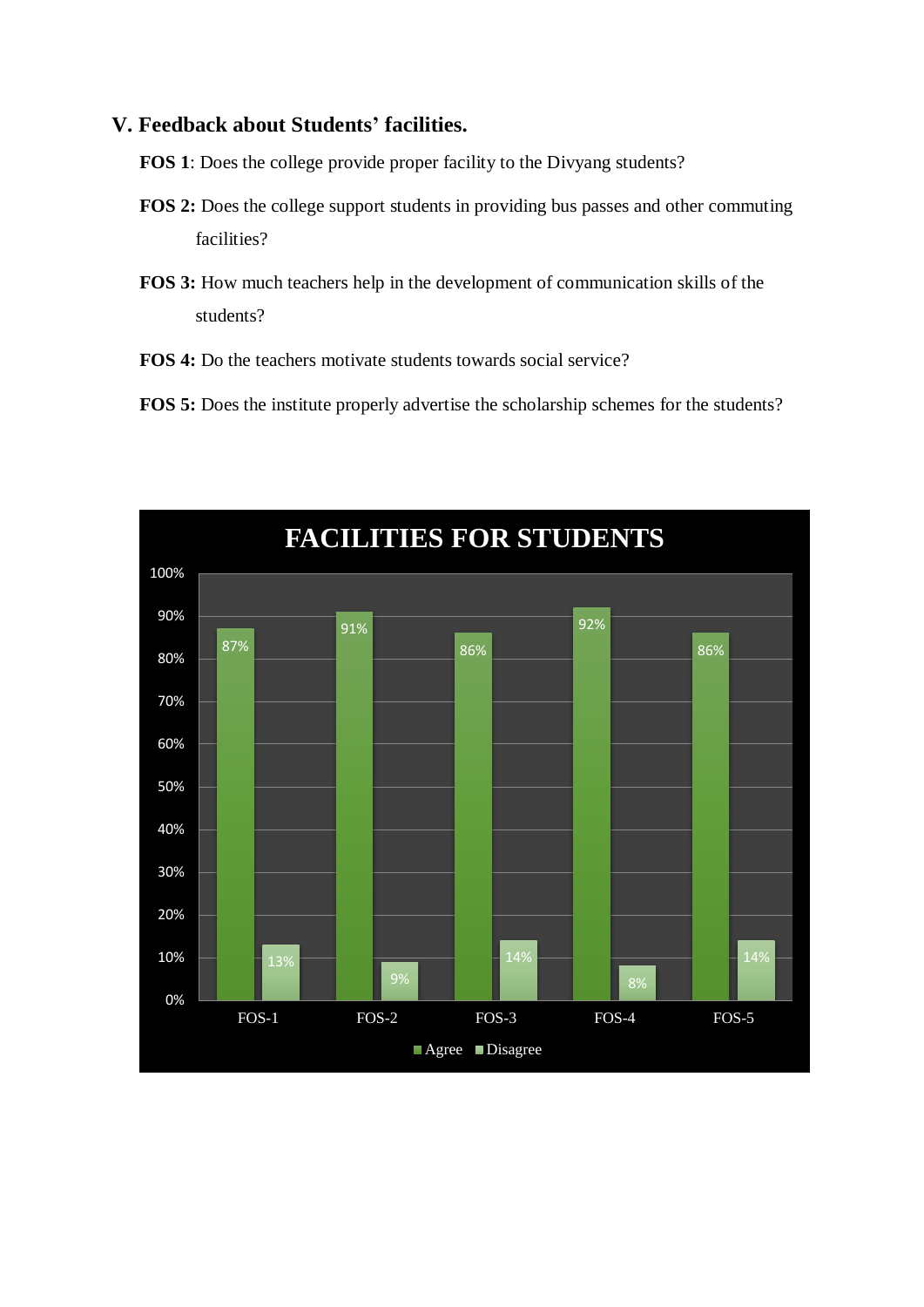## V. Feedback about Students' facilities.

**FOS 1**: Does the college provide proper facility to the Divyang students?

**FOS 2:** Does the college support students in providing bus passes and other commuting facilities?

**FOS 3:** How much teachers help in the development of communication skills of the students?

**FOS 4:** Do the teachers motivate students towards social service?

**FOS 5:** Does the institute properly advertise the scholarship schemes for the students?

FACILITIES FOR STUDENTS

100%
90%
80%
70%
60%
50%
40%
30%
20%
10%
0%

87%
13%
91%
9%
86%
14%
92%
8%
86%
14%

FOS-1
FOS-2
FOS-3
FOS-4
FOS-5

Agree
Disagree